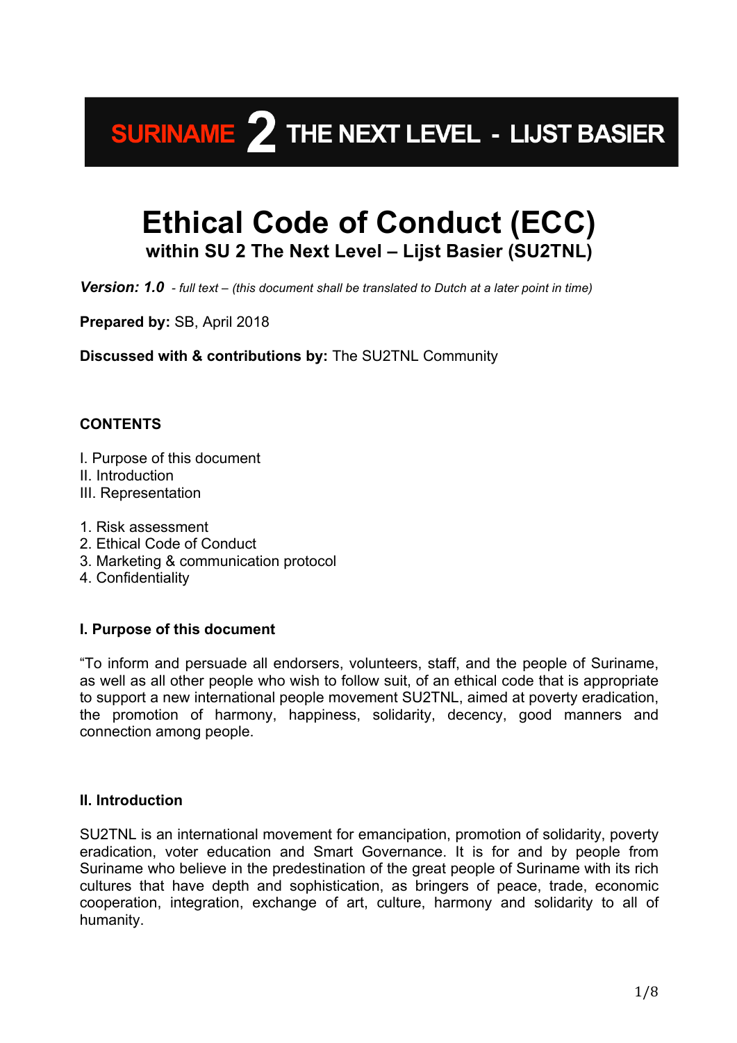**SURINAME 2 THE NEXT LEVEL - LIJST BASIER**

# Ethical Code of Conduct (ECC)

## within SU 2 The Next Level – Lijst Basier (SU2TNL)

***Version: 1.0*** *- full text – (this document shall be translated to Dutch at a later point in time)*

**Prepared by:** SB, April 2018

**Discussed with & contributions by:** The SU2TNL Community

**CONTENTS**

I. Purpose of this document
II. Introduction
III. Representation

1. Risk assessment
2. Ethical Code of Conduct
3. Marketing & communication protocol
4. Confidentiality

### I. Purpose of this document

"To inform and persuade all endorsers, volunteers, staff, and the people of Suriname, as well as all other people who wish to follow suit, of an ethical code that is appropriate to support a new international people movement SU2TNL, aimed at poverty eradication, the promotion of harmony, happiness, solidarity, decency, good manners and connection among people.

### II. Introduction

SU2TNL is an international movement for emancipation, promotion of solidarity, poverty eradication, voter education and Smart Governance. It is for and by people from Suriname who believe in the predestination of the great people of Suriname with its rich cultures that have depth and sophistication, as bringers of peace, trade, economic cooperation, integration, exchange of art, culture, harmony and solidarity to all of humanity.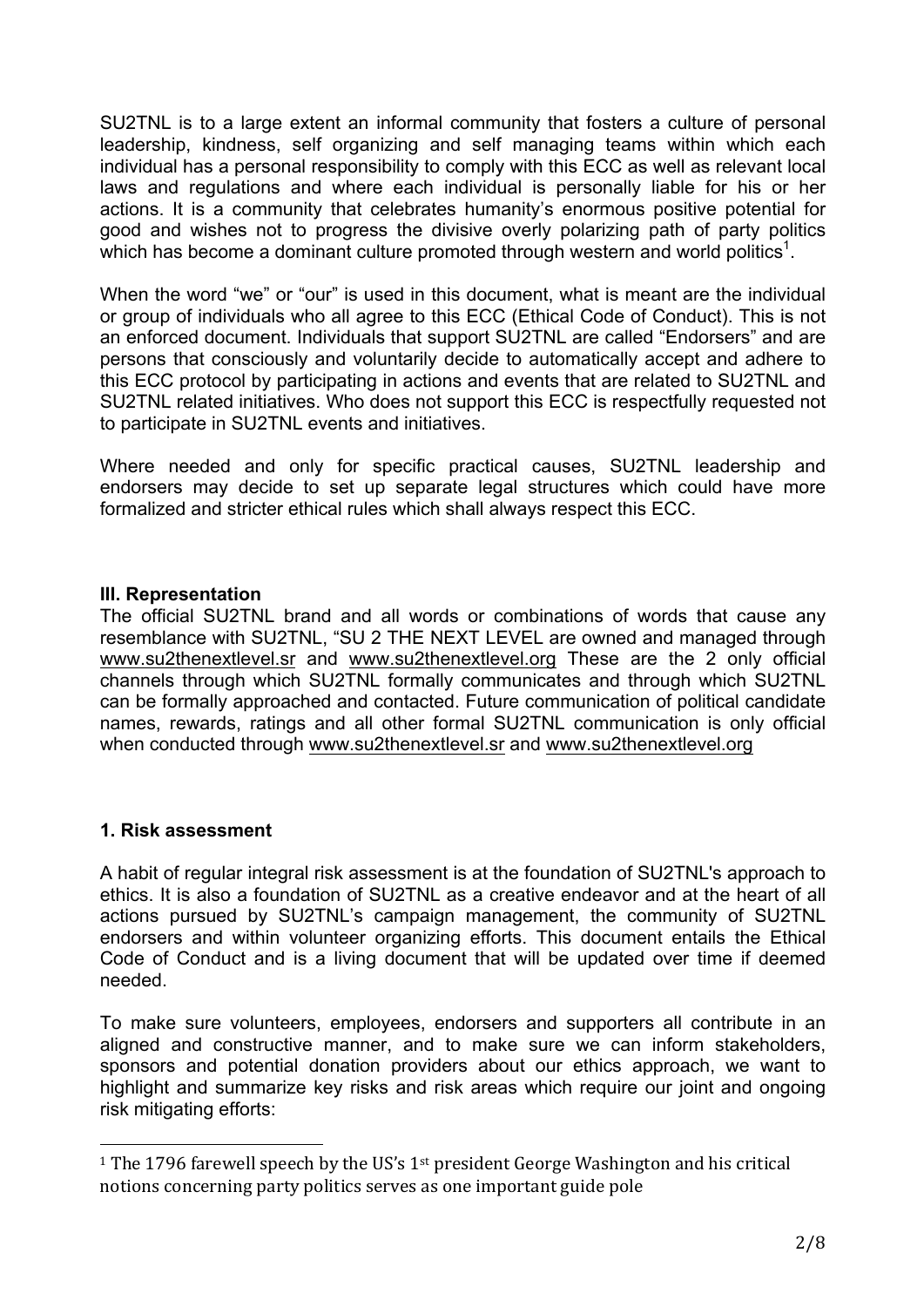SU2TNL is to a large extent an informal community that fosters a culture of personal leadership, kindness, self organizing and self managing teams within which each individual has a personal responsibility to comply with this ECC as well as relevant local laws and regulations and where each individual is personally liable for his or her actions. It is a community that celebrates humanity's enormous positive potential for good and wishes not to progress the divisive overly polarizing path of party politics which has become a dominant culture promoted through western and world politics[1].

When the word "we" or "our" is used in this document, what is meant are the individual or group of individuals who all agree to this ECC (Ethical Code of Conduct). This is not an enforced document. Individuals that support SU2TNL are called "Endorsers" and are persons that consciously and voluntarily decide to automatically accept and adhere to this ECC protocol by participating in actions and events that are related to SU2TNL and SU2TNL related initiatives. Who does not support this ECC is respectfully requested not to participate in SU2TNL events and initiatives.

Where needed and only for specific practical causes, SU2TNL leadership and endorsers may decide to set up separate legal structures which could have more formalized and stricter ethical rules which shall always respect this ECC.

## III. Representation

The official SU2TNL brand and all words or combinations of words that cause any resemblance with SU2TNL, "SU 2 THE NEXT LEVEL are owned and managed through www.su2thenextlevel.sr and www.su2thenextlevel.org These are the 2 only official channels through which SU2TNL formally communicates and through which SU2TNL can be formally approached and contacted. Future communication of political candidate names, rewards, ratings and all other formal SU2TNL communication is only official when conducted through www.su2thenextlevel.sr and www.su2thenextlevel.org

## 1. Risk assessment

A habit of regular integral risk assessment is at the foundation of SU2TNL's approach to ethics. It is also a foundation of SU2TNL as a creative endeavor and at the heart of all actions pursued by SU2TNL's campaign management, the community of SU2TNL endorsers and within volunteer organizing efforts. This document entails the Ethical Code of Conduct and is a living document that will be updated over time if deemed needed.

To make sure volunteers, employees, endorsers and supporters all contribute in an aligned and constructive manner, and to make sure we can inform stakeholders, sponsors and potential donation providers about our ethics approach, we want to highlight and summarize key risks and risk areas which require our joint and ongoing risk mitigating efforts:

---

[1] The 1796 farewell speech by the US's 1st president George Washington and his critical notions concerning party politics serves as one important guide pole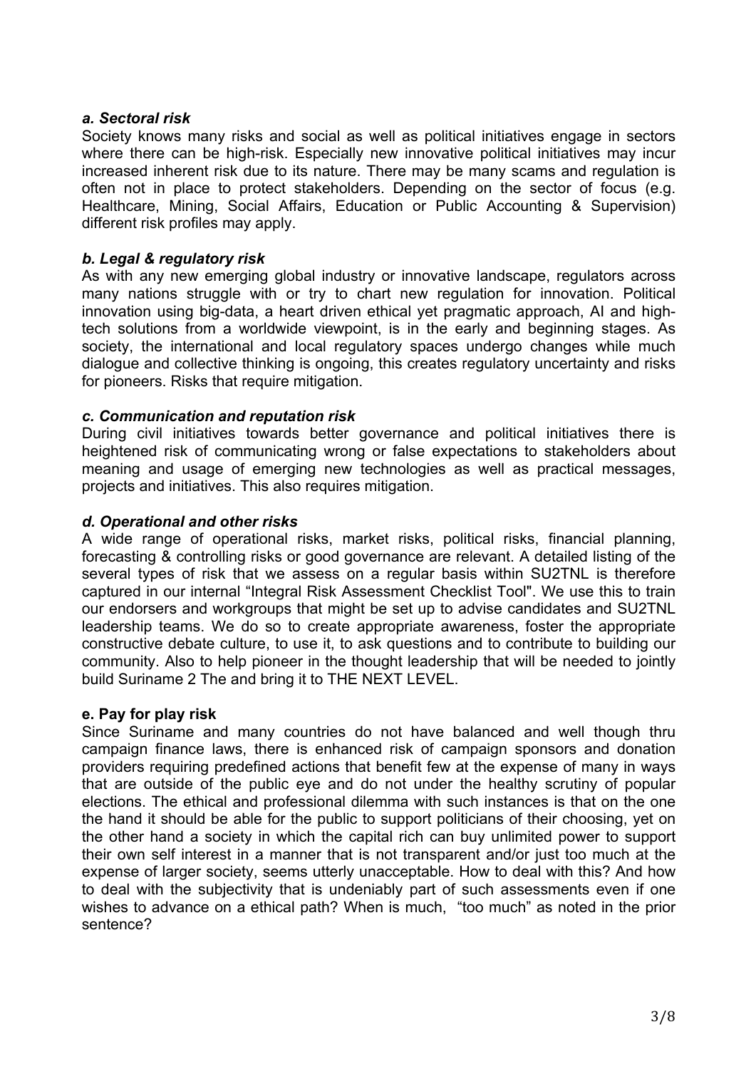### *a. Sectoral risk*

Society knows many risks and social as well as political initiatives engage in sectors where there can be high-risk. Especially new innovative political initiatives may incur increased inherent risk due to its nature. There may be many scams and regulation is often not in place to protect stakeholders. Depending on the sector of focus (e.g. Healthcare, Mining, Social Affairs, Education or Public Accounting & Supervision) different risk profiles may apply.

### *b. Legal & regulatory risk*

As with any new emerging global industry or innovative landscape, regulators across many nations struggle with or try to chart new regulation for innovation. Political innovation using big-data, a heart driven ethical yet pragmatic approach, AI and high-tech solutions from a worldwide viewpoint, is in the early and beginning stages. As society, the international and local regulatory spaces undergo changes while much dialogue and collective thinking is ongoing, this creates regulatory uncertainty and risks for pioneers. Risks that require mitigation.

### *c. Communication and reputation risk*

During civil initiatives towards better governance and political initiatives there is heightened risk of communicating wrong or false expectations to stakeholders about meaning and usage of emerging new technologies as well as practical messages, projects and initiatives. This also requires mitigation.

### *d. Operational and other risks*

A wide range of operational risks, market risks, political risks, financial planning, forecasting & controlling risks or good governance are relevant. A detailed listing of the several types of risk that we assess on a regular basis within SU2TNL is therefore captured in our internal "Integral Risk Assessment Checklist Tool". We use this to train our endorsers and workgroups that might be set up to advise candidates and SU2TNL leadership teams. We do so to create appropriate awareness, foster the appropriate constructive debate culture, to use it, to ask questions and to contribute to building our community. Also to help pioneer in the thought leadership that will be needed to jointly build Suriname 2 The and bring it to THE NEXT LEVEL.

### e. Pay for play risk

Since Suriname and many countries do not have balanced and well though thru campaign finance laws, there is enhanced risk of campaign sponsors and donation providers requiring predefined actions that benefit few at the expense of many in ways that are outside of the public eye and do not under the healthy scrutiny of popular elections. The ethical and professional dilemma with such instances is that on the one the hand it should be able for the public to support politicians of their choosing, yet on the other hand a society in which the capital rich can buy unlimited power to support their own self interest in a manner that is not transparent and/or just too much at the expense of larger society, seems utterly unacceptable. How to deal with this? And how to deal with the subjectivity that is undeniably part of such assessments even if one wishes to advance on a ethical path? When is much, "too much" as noted in the prior sentence?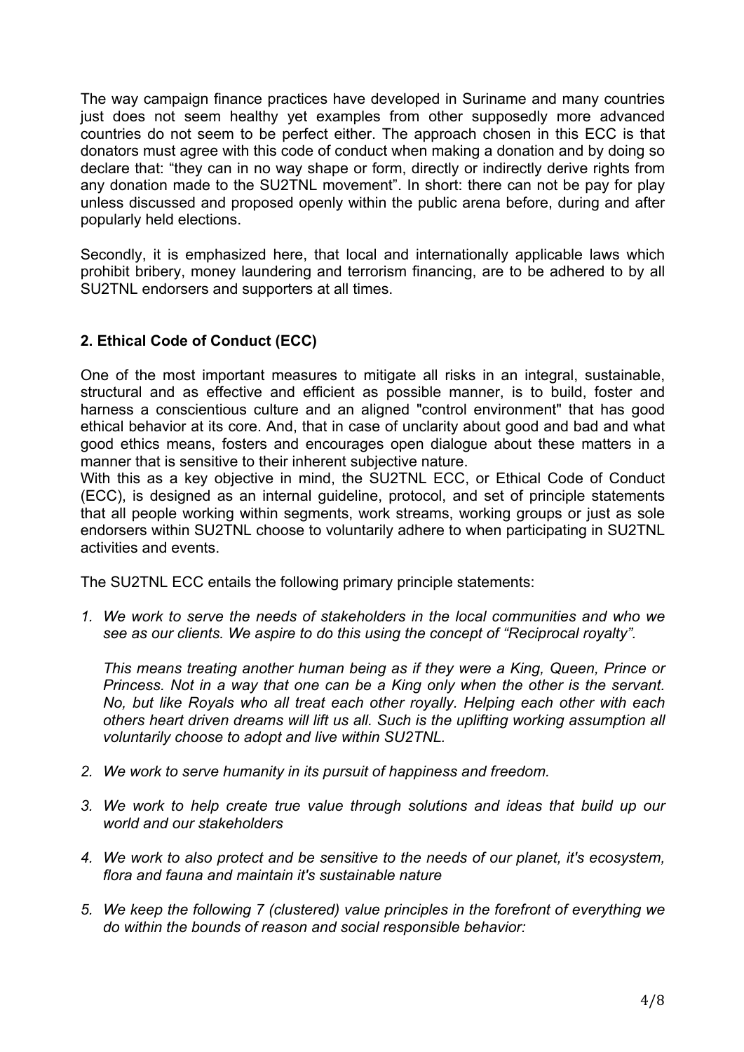The way campaign finance practices have developed in Suriname and many countries just does not seem healthy yet examples from other supposedly more advanced countries do not seem to be perfect either. The approach chosen in this ECC is that donators must agree with this code of conduct when making a donation and by doing so declare that: "they can in no way shape or form, directly or indirectly derive rights from any donation made to the SU2TNL movement". In short: there can not be pay for play unless discussed and proposed openly within the public arena before, during and after popularly held elections.

Secondly, it is emphasized here, that local and internationally applicable laws which prohibit bribery, money laundering and terrorism financing, are to be adhered to by all SU2TNL endorsers and supporters at all times.

## 2. Ethical Code of Conduct (ECC)

One of the most important measures to mitigate all risks in an integral, sustainable, structural and as effective and efficient as possible manner, is to build, foster and harness a conscientious culture and an aligned "control environment" that has good ethical behavior at its core. And, that in case of unclarity about good and bad and what good ethics means, fosters and encourages open dialogue about these matters in a manner that is sensitive to their inherent subjective nature.

With this as a key objective in mind, the SU2TNL ECC, or Ethical Code of Conduct (ECC), is designed as an internal guideline, protocol, and set of principle statements that all people working within segments, work streams, working groups or just as sole endorsers within SU2TNL choose to voluntarily adhere to when participating in SU2TNL activities and events.

The SU2TNL ECC entails the following primary principle statements:

1. *We work to serve the needs of stakeholders in the local communities and who we see as our clients. We aspire to do this using the concept of "Reciprocal royalty".*

   *This means treating another human being as if they were a King, Queen, Prince or Princess. Not in a way that one can be a King only when the other is the servant. No, but like Royals who all treat each other royally. Helping each other with each others heart driven dreams will lift us all. Such is the uplifting working assumption all voluntarily choose to adopt and live within SU2TNL.*

2. *We work to serve humanity in its pursuit of happiness and freedom.*

3. *We work to help create true value through solutions and ideas that build up our world and our stakeholders*

4. *We work to also protect and be sensitive to the needs of our planet, it's ecosystem, flora and fauna and maintain it's sustainable nature*

5. *We keep the following 7 (clustered) value principles in the forefront of everything we do within the bounds of reason and social responsible behavior:*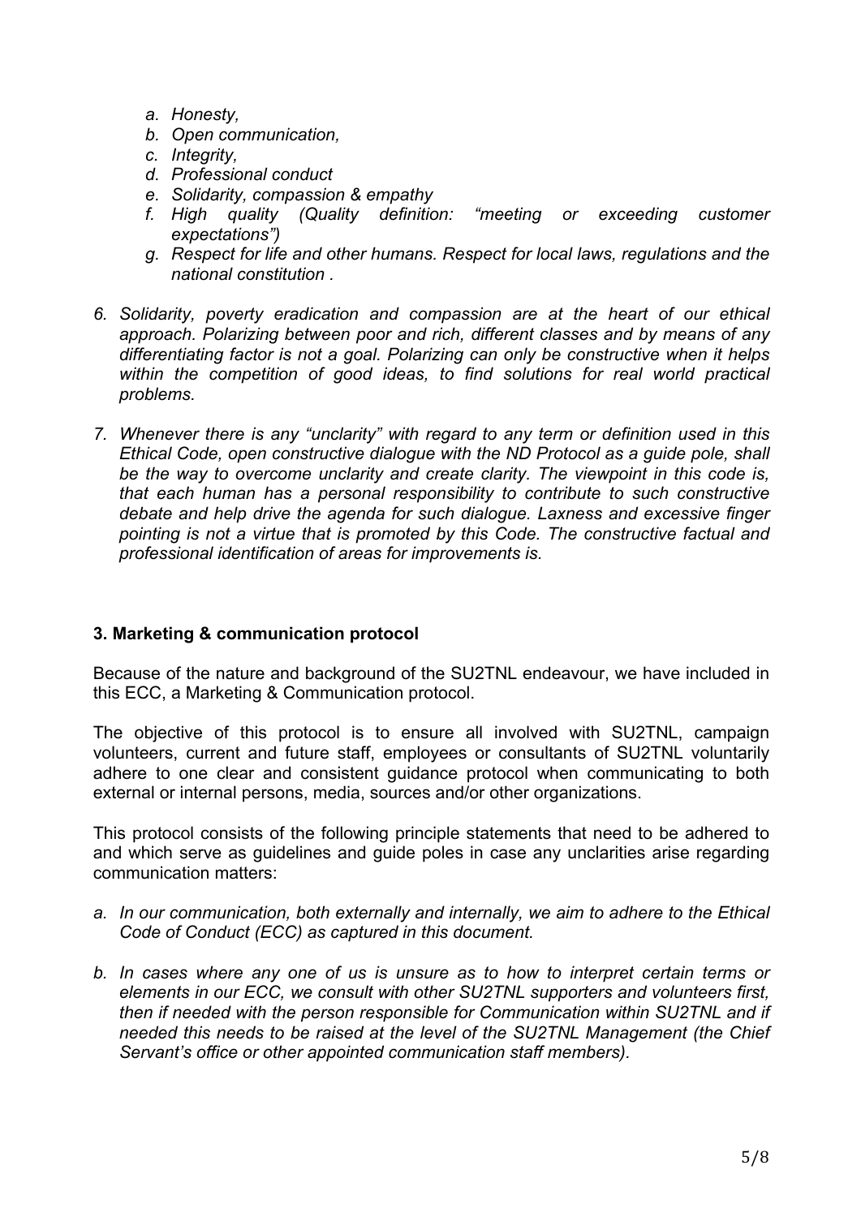*a. Honesty,*
*b. Open communication,*
*c. Integrity,*
*d. Professional conduct*
*e. Solidarity, compassion & empathy*
*f. High quality (Quality definition: "meeting or exceeding customer expectations")*
*g. Respect for life and other humans. Respect for local laws, regulations and the national constitution .*

*6. Solidarity, poverty eradication and compassion are at the heart of our ethical approach. Polarizing between poor and rich, different classes and by means of any differentiating factor is not a goal. Polarizing can only be constructive when it helps within the competition of good ideas, to find solutions for real world practical problems.*

*7. Whenever there is any "unclarity" with regard to any term or definition used in this Ethical Code, open constructive dialogue with the ND Protocol as a guide pole, shall be the way to overcome unclarity and create clarity. The viewpoint in this code is, that each human has a personal responsibility to contribute to such constructive debate and help drive the agenda for such dialogue. Laxness and excessive finger pointing is not a virtue that is promoted by this Code. The constructive factual and professional identification of areas for improvements is.*

### 3. Marketing & communication protocol

Because of the nature and background of the SU2TNL endeavour, we have included in this ECC, a Marketing & Communication protocol.

The objective of this protocol is to ensure all involved with SU2TNL, campaign volunteers, current and future staff, employees or consultants of SU2TNL voluntarily adhere to one clear and consistent guidance protocol when communicating to both external or internal persons, media, sources and/or other organizations.

This protocol consists of the following principle statements that need to be adhered to and which serve as guidelines and guide poles in case any unclarities arise regarding communication matters:

*a. In our communication, both externally and internally, we aim to adhere to the Ethical Code of Conduct (ECC) as captured in this document.*

*b. In cases where any one of us is unsure as to how to interpret certain terms or elements in our ECC, we consult with other SU2TNL supporters and volunteers first, then if needed with the person responsible for Communication within SU2TNL and if needed this needs to be raised at the level of the SU2TNL Management (the Chief Servant's office or other appointed communication staff members).*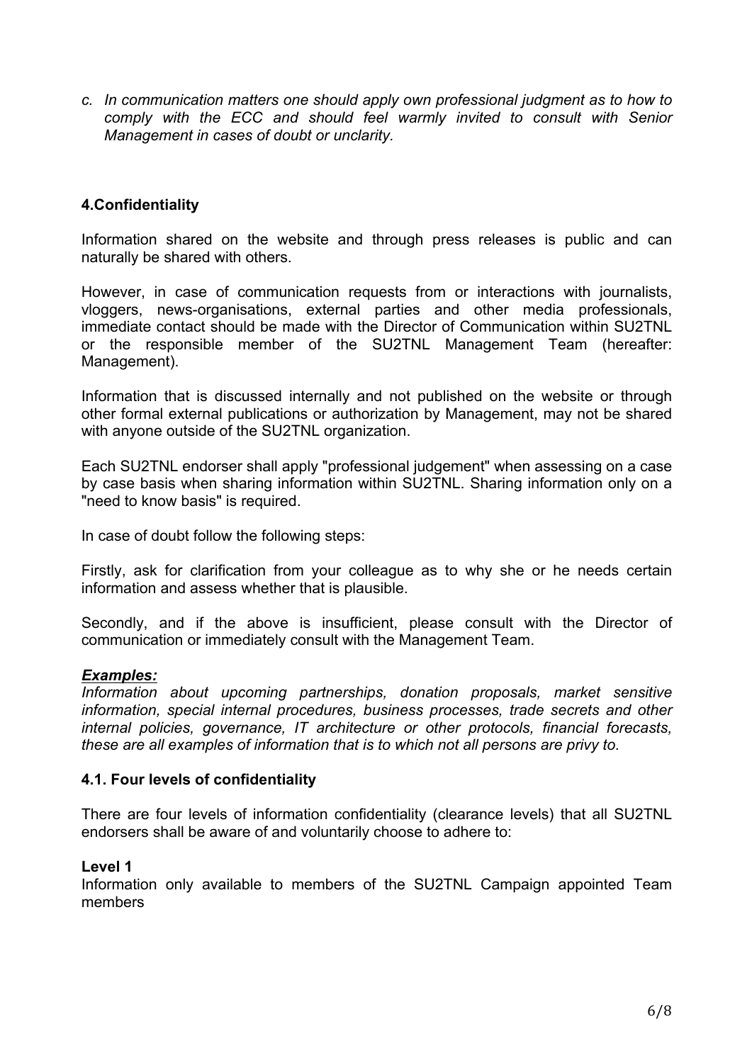*c. In communication matters one should apply own professional judgment as to how to comply with the ECC and should feel warmly invited to consult with Senior Management in cases of doubt or unclarity.*

## 4.Confidentiality

Information shared on the website and through press releases is public and can naturally be shared with others.

However, in case of communication requests from or interactions with journalists, vloggers, news-organisations, external parties and other media professionals, immediate contact should be made with the Director of Communication within SU2TNL or the responsible member of the SU2TNL Management Team (hereafter: Management).

Information that is discussed internally and not published on the website or through other formal external publications or authorization by Management, may not be shared with anyone outside of the SU2TNL organization.

Each SU2TNL endorser shall apply "professional judgement" when assessing on a case by case basis when sharing information within SU2TNL. Sharing information only on a "need to know basis" is required.

In case of doubt follow the following steps:

Firstly, ask for clarification from your colleague as to why she or he needs certain information and assess whether that is plausible.

Secondly, and if the above is insufficient, please consult with the Director of communication or immediately consult with the Management Team.

***Examples:***
*Information about upcoming partnerships, donation proposals, market sensitive information, special internal procedures, business processes, trade secrets and other internal policies, governance, IT architecture or other protocols, financial forecasts, these are all examples of information that is to which not all persons are privy to.*

### 4.1. Four levels of confidentiality

There are four levels of information confidentiality (clearance levels) that all SU2TNL endorsers shall be aware of and voluntarily choose to adhere to:

**Level 1**
Information only available to members of the SU2TNL Campaign appointed Team members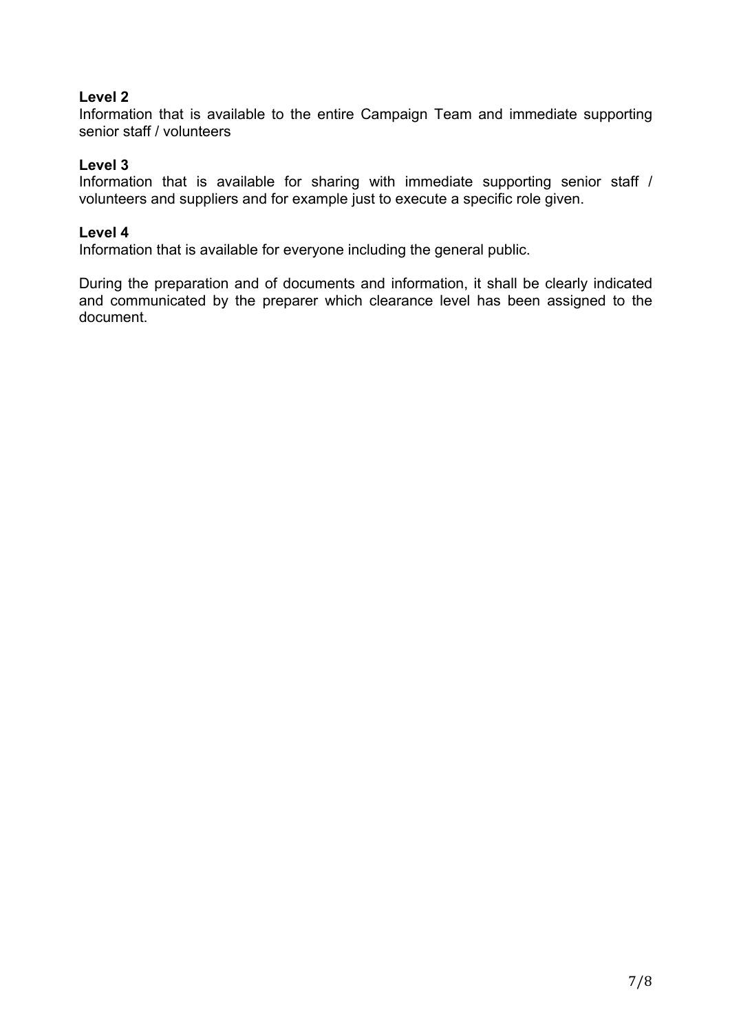**Level 2**
Information that is available to the entire Campaign Team and immediate supporting senior staff / volunteers

**Level 3**
Information that is available for sharing with immediate supporting senior staff / volunteers and suppliers and for example just to execute a specific role given.

**Level 4**
Information that is available for everyone including the general public.

During the preparation and of documents and information, it shall be clearly indicated and communicated by the preparer which clearance level has been assigned to the document.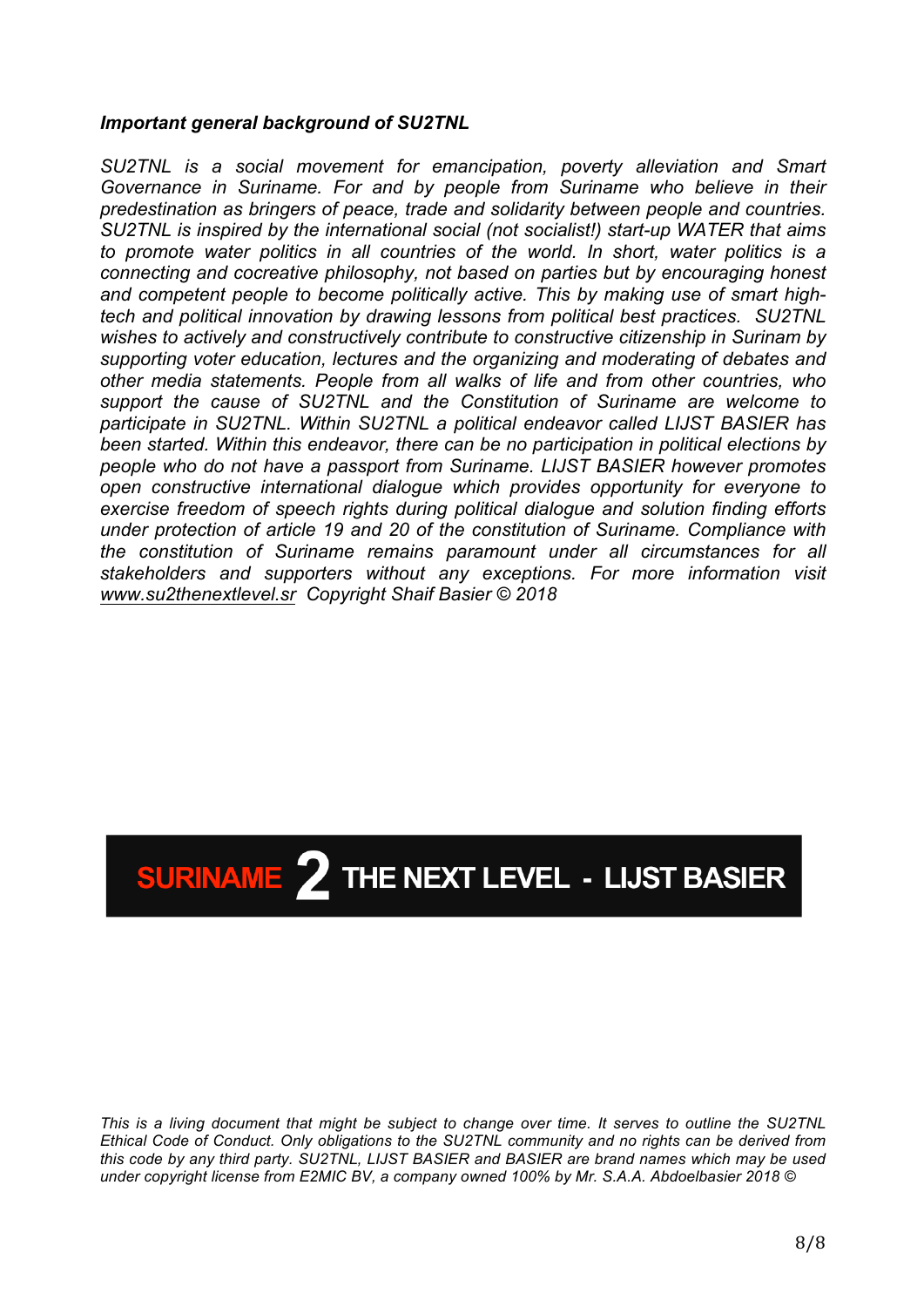### *Important general background of SU2TNL*

*SU2TNL is a social movement for emancipation, poverty alleviation and Smart Governance in Suriname. For and by people from Suriname who believe in their predestination as bringers of peace, trade and solidarity between people and countries. SU2TNL is inspired by the international social (not socialist!) start-up WATER that aims to promote water politics in all countries of the world. In short, water politics is a connecting and cocreative philosophy, not based on parties but by encouraging honest and competent people to become politically active. This by making use of smart high-tech and political innovation by drawing lessons from political best practices. SU2TNL wishes to actively and constructively contribute to constructive citizenship in Surinam by supporting voter education, lectures and the organizing and moderating of debates and other media statements. People from all walks of life and from other countries, who support the cause of SU2TNL and the Constitution of Suriname are welcome to participate in SU2TNL. Within SU2TNL a political endeavor called LIJST BASIER has been started. Within this endeavor, there can be no participation in political elections by people who do not have a passport from Suriname. LIJST BASIER however promotes open constructive international dialogue which provides opportunity for everyone to exercise freedom of speech rights during political dialogue and solution finding efforts under protection of article 19 and 20 of the constitution of Suriname. Compliance with the constitution of Suriname remains paramount under all circumstances for all stakeholders and supporters without any exceptions. For more information visit www.su2thenextlevel.sr Copyright Shaif Basier © 2018*

**SURINAME 2 THE NEXT LEVEL - LIJST BASIER**

*This is a living document that might be subject to change over time. It serves to outline the SU2TNL Ethical Code of Conduct. Only obligations to the SU2TNL community and no rights can be derived from this code by any third party. SU2TNL, LIJST BASIER and BASIER are brand names which may be used under copyright license from E2MIC BV, a company owned 100% by Mr. S.A.A. Abdoelbasier 2018 ©*